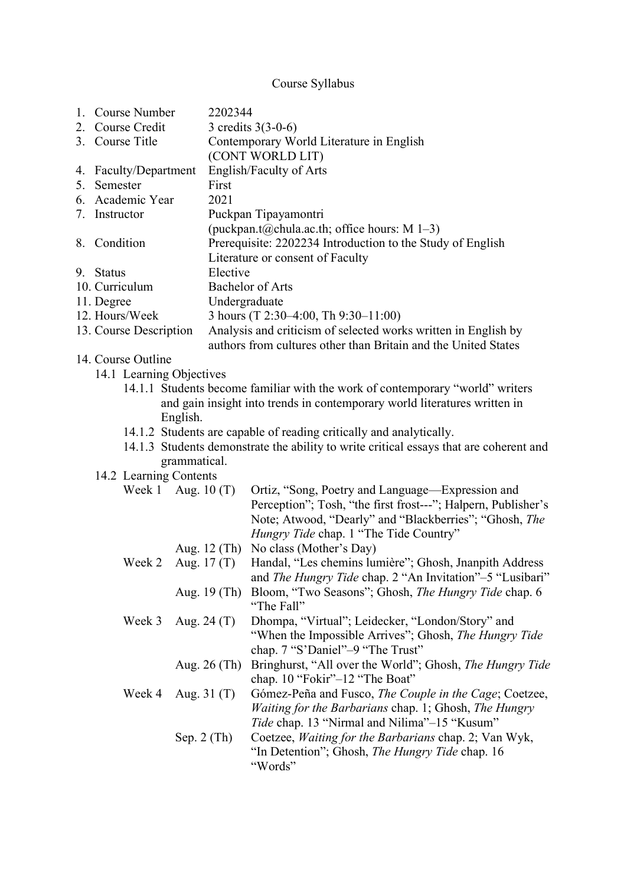# Course Syllabus

| | | |
|---|---|---|
| 1. | Course Number | 2202344 |
| 2. | Course Credit | 3 credits 3(3-0-6) |
| 3. | Course Title | Contemporary World Literature in English (CONT WORLD LIT) |
| 4. | Faculty/Department | English/Faculty of Arts |
| 5. | Semester | First |
| 6. | Academic Year | 2021 |
| 7. | Instructor | Puckpan Tipayamontri (puckpan.t@chula.ac.th; office hours: M 1–3) |
| 8. | Condition | Prerequisite: 2202234 Introduction to the Study of English Literature or consent of Faculty |
| 9. | Status | Elective |
| 10. | Curriculum | Bachelor of Arts |
| 11. | Degree | Undergraduate |
| 12. | Hours/Week | 3 hours (T 2:30–4:00, Th 9:30–11:00) |
| 13. | Course Description | Analysis and criticism of selected works written in English by authors from cultures other than Britain and the United States |

14. Course Outline

14.1 Learning Objectives

14.1.1 Students become familiar with the work of contemporary "world" writers and gain insight into trends in contemporary world literatures written in English.

14.1.2 Students are capable of reading critically and analytically.

14.1.3 Students demonstrate the ability to write critical essays that are coherent and grammatical.

14.2 Learning Contents

| | | |
|---|---|---|
| Week 1 | Aug. 10 (T) | Ortiz, "Song, Poetry and Language—Expression and Perception"; Tosh, "the first frost---"; Halpern, Publisher's Note; Atwood, "Dearly" and "Blackberries"; "Ghosh, *The Hungry Tide* chap. 1 "The Tide Country" |
| | Aug. 12 (Th) | No class (Mother's Day) |
| Week 2 | Aug. 17 (T) | Handal, "Les chemins lumière"; Ghosh, Jnanpith Address and *The Hungry Tide* chap. 2 "An Invitation"–5 "Lusibari" |
| | Aug. 19 (Th) | Bloom, "Two Seasons"; Ghosh, *The Hungry Tide* chap. 6 "The Fall" |
| Week 3 | Aug. 24 (T) | Dhompa, "Virtual"; Leidecker, "London/Story" and "When the Impossible Arrives"; Ghosh, *The Hungry Tide* chap. 7 "S'Daniel"–9 "The Trust" |
| | Aug. 26 (Th) | Bringhurst, "All over the World"; Ghosh, *The Hungry Tide* chap. 10 "Fokir"–12 "The Boat" |
| Week 4 | Aug. 31 (T) | Gómez-Peña and Fusco, *The Couple in the Cage*; Coetzee, *Waiting for the Barbarians* chap. 1; Ghosh, *The Hungry Tide* chap. 13 "Nirmal and Nilima"–15 "Kusum" |
| | Sep. 2 (Th) | Coetzee, *Waiting for the Barbarians* chap. 2; Van Wyk, "In Detention"; Ghosh, *The Hungry Tide* chap. 16 "Words" |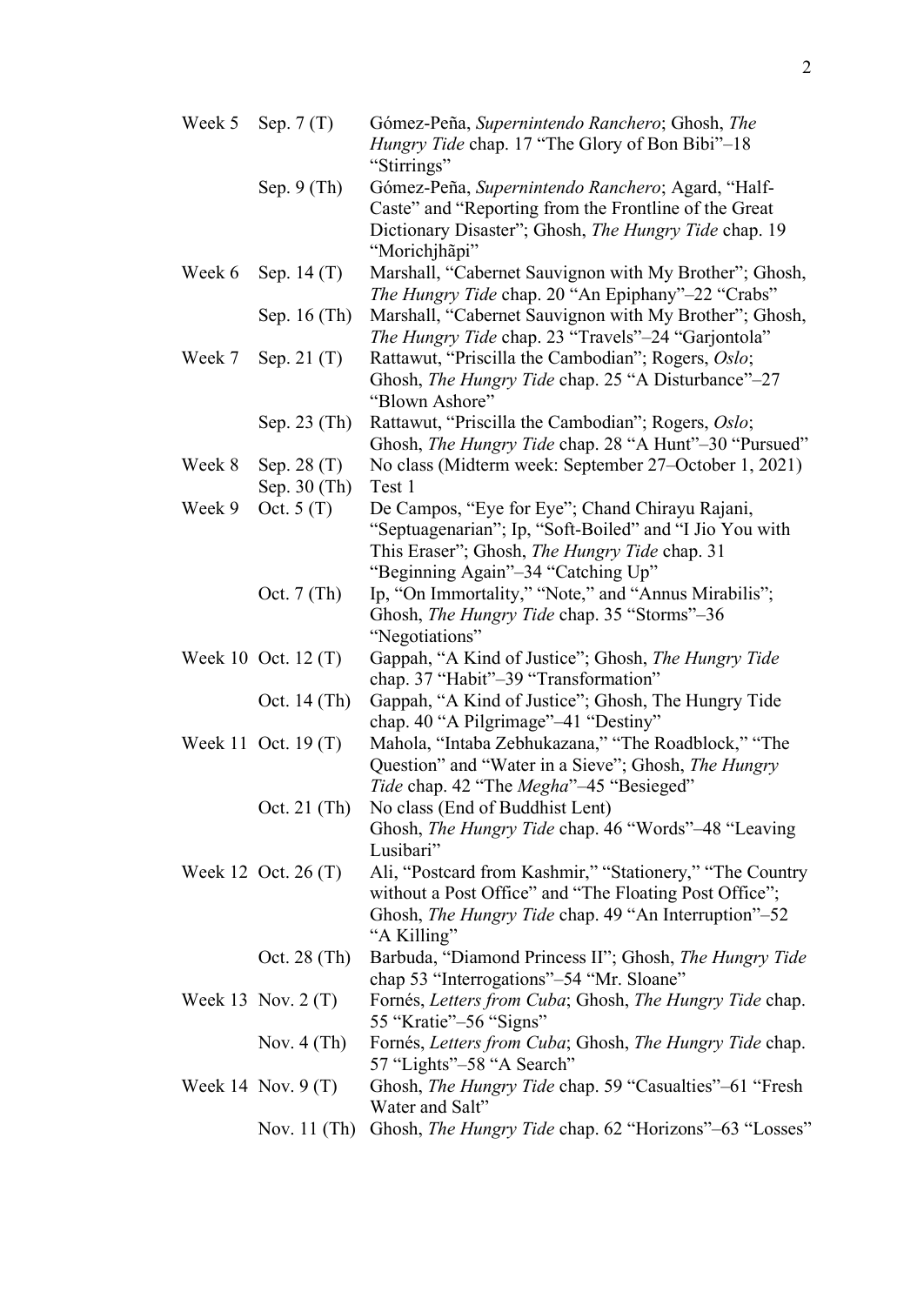| | | |
|---|---|---|
| Week 5 | Sep. 7 (T) | Gómez-Peña, *Supernintendo Ranchero*; Ghosh, *The Hungry Tide* chap. 17 “The Glory of Bon Bibi”–18 “Stirrings” |
| | Sep. 9 (Th) | Gómez-Peña, *Supernintendo Ranchero*; Agard, “Half-Caste” and “Reporting from the Frontline of the Great Dictionary Disaster”; Ghosh, *The Hungry Tide* chap. 19 “Morichjhãpi” |
| Week 6 | Sep. 14 (T) | Marshall, “Cabernet Sauvignon with My Brother”; Ghosh, *The Hungry Tide* chap. 20 “An Epiphany”–22 “Crabs” |
| | Sep. 16 (Th) | Marshall, “Cabernet Sauvignon with My Brother”; Ghosh, *The Hungry Tide* chap. 23 “Travels”–24 “Garjontola” |
| Week 7 | Sep. 21 (T) | Rattawut, “Priscilla the Cambodian”; Rogers, *Oslo*; Ghosh, *The Hungry Tide* chap. 25 “A Disturbance”–27 “Blown Ashore” |
| | Sep. 23 (Th) | Rattawut, “Priscilla the Cambodian”; Rogers, *Oslo*; Ghosh, *The Hungry Tide* chap. 28 “A Hunt”–30 “Pursued” |
| Week 8 | Sep. 28 (T) | No class (Midterm week: September 27–October 1, 2021) |
| | Sep. 30 (Th) | Test 1 |
| Week 9 | Oct. 5 (T) | De Campos, “Eye for Eye”; Chand Chirayu Rajani, “Septuagenarian”; Ip, “Soft-Boiled” and “I Jio You with This Eraser”; Ghosh, *The Hungry Tide* chap. 31 “Beginning Again”–34 “Catching Up” |
| | Oct. 7 (Th) | Ip, “On Immortality,” “Note,” and “Annus Mirabilis”; Ghosh, *The Hungry Tide* chap. 35 “Storms”–36 “Negotiations” |
| Week 10 | Oct. 12 (T) | Gappah, “A Kind of Justice”; Ghosh, *The Hungry Tide* chap. 37 “Habit”–39 “Transformation” |
| | Oct. 14 (Th) | Gappah, “A Kind of Justice”; Ghosh, The Hungry Tide chap. 40 “A Pilgrimage”–41 “Destiny” |
| Week 11 | Oct. 19 (T) | Mahola, “Intaba Zebhukazana,” “The Roadblock,” “The Question” and “Water in a Sieve”; Ghosh, *The Hungry Tide* chap. 42 “The *Megha*”–45 “Besieged” |
| | Oct. 21 (Th) | No class (End of Buddhist Lent)<br>Ghosh, *The Hungry Tide* chap. 46 “Words”–48 “Leaving Lusibari” |
| Week 12 | Oct. 26 (T) | Ali, “Postcard from Kashmir,” “Stationery,” “The Country without a Post Office” and “The Floating Post Office”; Ghosh, *The Hungry Tide* chap. 49 “An Interruption”–52 “A Killing” |
| | Oct. 28 (Th) | Barbuda, “Diamond Princess II”; Ghosh, *The Hungry Tide* chap 53 “Interrogations”–54 “Mr. Sloane” |
| Week 13 | Nov. 2 (T) | Fornés, *Letters from Cuba*; Ghosh, *The Hungry Tide* chap. 55 “Kratie”–56 “Signs” |
| | Nov. 4 (Th) | Fornés, *Letters from Cuba*; Ghosh, *The Hungry Tide* chap. 57 “Lights”–58 “A Search” |
| Week 14 | Nov. 9 (T) | Ghosh, *The Hungry Tide* chap. 59 “Casualties”–61 “Fresh Water and Salt” |
| | Nov. 11 (Th) | Ghosh, *The Hungry Tide* chap. 62 “Horizons”–63 “Losses” |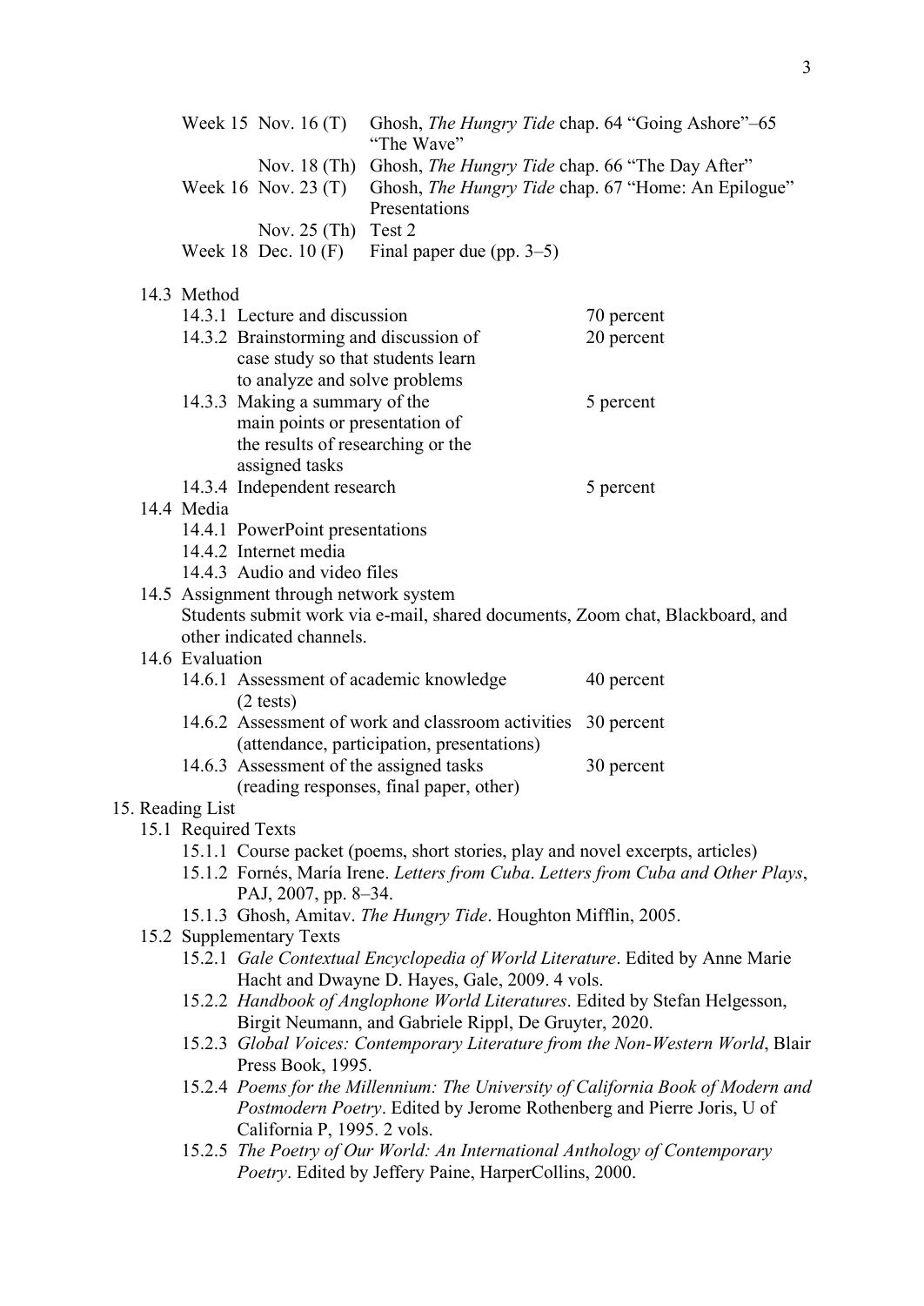| | | |
|---|---|---|
| Week 15 | Nov. 16 (T) | Ghosh, *The Hungry Tide* chap. 64 "Going Ashore"–65 "The Wave" |
| | Nov. 18 (Th) | Ghosh, *The Hungry Tide* chap. 66 "The Day After" |
| Week 16 | Nov. 23 (T) | Ghosh, *The Hungry Tide* chap. 67 "Home: An Epilogue" Presentations |
| | Nov. 25 (Th) | Test 2 |
| Week 18 | Dec. 10 (F) | Final paper due (pp. 3–5) |

14.3 Method

| | |
|---|---|
| 14.3.1 Lecture and discussion | 70 percent |
| 14.3.2 Brainstorming and discussion of case study so that students learn to analyze and solve problems | 20 percent |
| 14.3.3 Making a summary of the main points or presentation of the results of researching or the assigned tasks | 5 percent |
| 14.3.4 Independent research | 5 percent |

14.4 Media

- 14.4.1 PowerPoint presentations
- 14.4.2 Internet media
- 14.4.3 Audio and video files

14.5 Assignment through network system

Students submit work via e-mail, shared documents, Zoom chat, Blackboard, and other indicated channels.

14.6 Evaluation

| | |
|---|---|
| 14.6.1 Assessment of academic knowledge (2 tests) | 40 percent |
| 14.6.2 Assessment of work and classroom activities (attendance, participation, presentations) | 30 percent |
| 14.6.3 Assessment of the assigned tasks (reading responses, final paper, other) | 30 percent |

15. Reading List

15.1 Required Texts

- 15.1.1 Course packet (poems, short stories, play and novel excerpts, articles)
- 15.1.2 Fornés, María Irene. *Letters from Cuba*. *Letters from Cuba and Other Plays*, PAJ, 2007, pp. 8–34.
- 15.1.3 Ghosh, Amitav. *The Hungry Tide*. Houghton Mifflin, 2005.

15.2 Supplementary Texts

- 15.2.1 *Gale Contextual Encyclopedia of World Literature*. Edited by Anne Marie Hacht and Dwayne D. Hayes, Gale, 2009. 4 vols.
- 15.2.2 *Handbook of Anglophone World Literatures*. Edited by Stefan Helgesson, Birgit Neumann, and Gabriele Rippl, De Gruyter, 2020.
- 15.2.3 *Global Voices: Contemporary Literature from the Non-Western World*, Blair Press Book, 1995.
- 15.2.4 *Poems for the Millennium: The University of California Book of Modern and Postmodern Poetry*. Edited by Jerome Rothenberg and Pierre Joris, U of California P, 1995. 2 vols.
- 15.2.5 *The Poetry of Our World: An International Anthology of Contemporary Poetry*. Edited by Jeffery Paine, HarperCollins, 2000.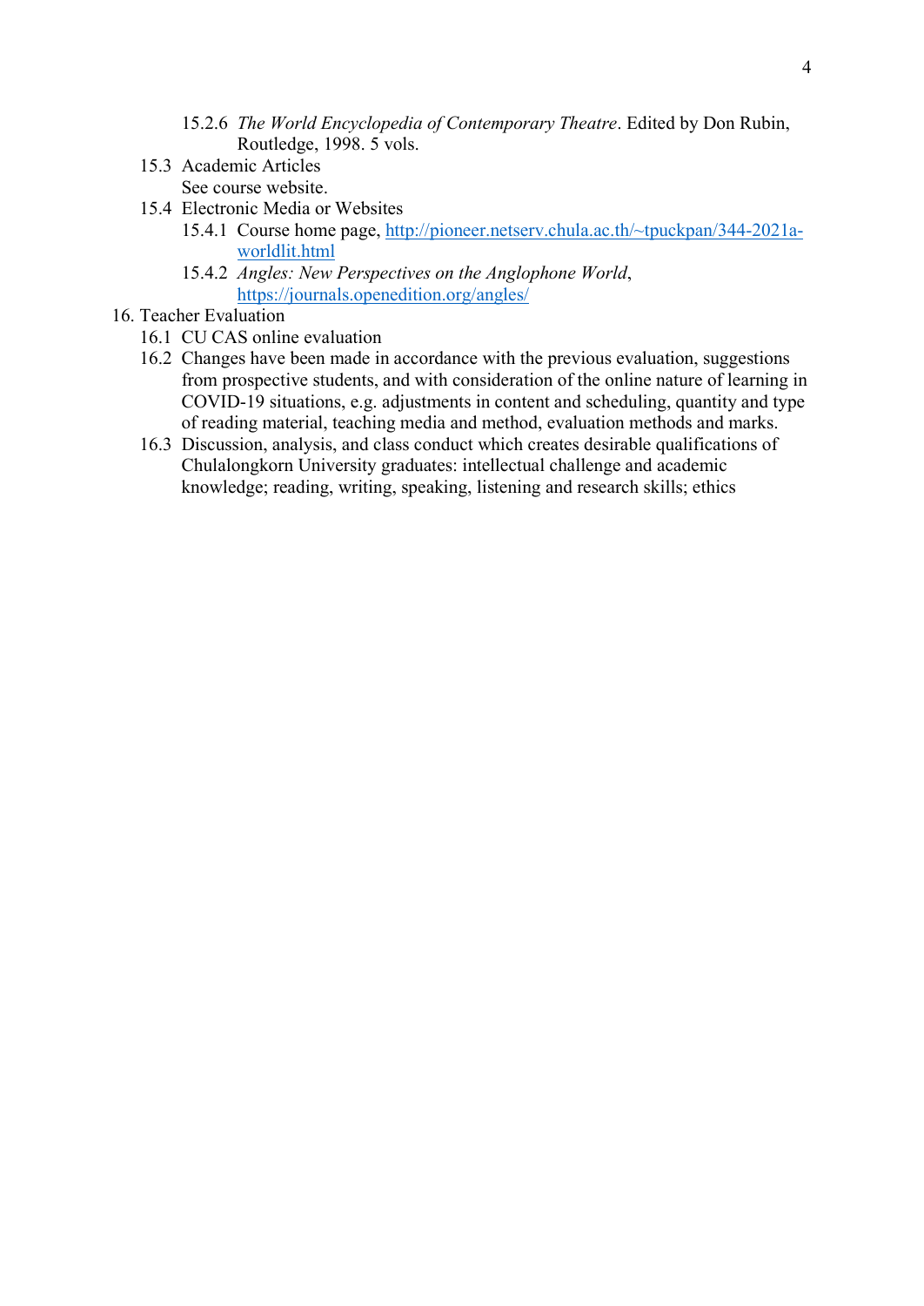- 15.2.6 *The World Encyclopedia of Contemporary Theatre*. Edited by Don Rubin, Routledge, 1998. 5 vols.
- 15.3 Academic Articles
  See course website.
- 15.4 Electronic Media or Websites
  - 15.4.1 Course home page, http://pioneer.netserv.chula.ac.th/~tpuckpan/344-2021a-worldlit.html
  - 15.4.2 *Angles: New Perspectives on the Anglophone World*, https://journals.openedition.org/angles/

16. Teacher Evaluation
  - 16.1 CU CAS online evaluation
  - 16.2 Changes have been made in accordance with the previous evaluation, suggestions from prospective students, and with consideration of the online nature of learning in COVID-19 situations, e.g. adjustments in content and scheduling, quantity and type of reading material, teaching media and method, evaluation methods and marks.
  - 16.3 Discussion, analysis, and class conduct which creates desirable qualifications of Chulalongkorn University graduates: intellectual challenge and academic knowledge; reading, writing, speaking, listening and research skills; ethics